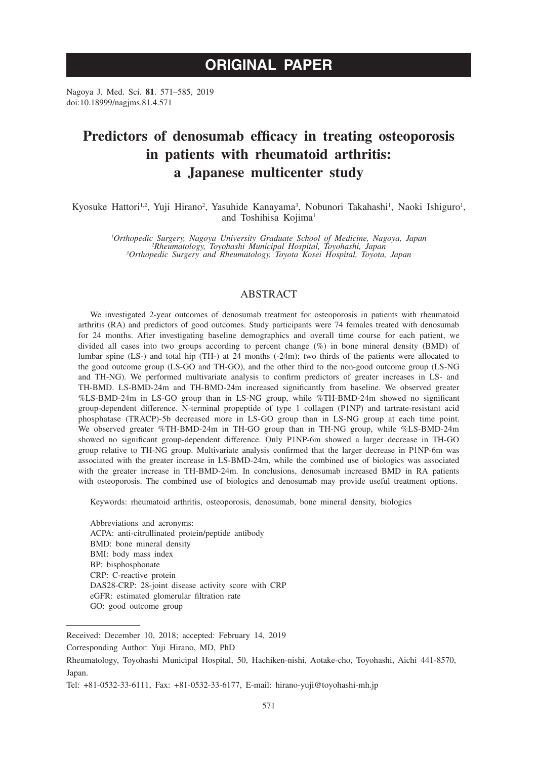ORIGINAL PAPER

Nagoya J. Med. Sci. **81**. 571–585, 2019
doi:10.18999/nagjms.81.4.571

# Predictors of denosumab efficacy in treating osteoporosis in patients with rheumatoid arthritis: a Japanese multicenter study

Kyosuke Hattori[1,2], Yuji Hirano[2], Yasuhide Kanayama[3], Nobunori Takahashi[1], Naoki Ishiguro[1], and Toshihisa Kojima[1]

[1]*Orthopedic Surgery, Nagoya University Graduate School of Medicine, Nagoya, Japan*
[2]*Rheumatology, Toyohashi Municipal Hospital, Toyohashi, Japan*
[3]*Orthopedic Surgery and Rheumatology, Toyota Kosei Hospital, Toyota, Japan*

## ABSTRACT

We investigated 2-year outcomes of denosumab treatment for osteoporosis in patients with rheumatoid arthritis (RA) and predictors of good outcomes. Study participants were 74 females treated with denosumab for 24 months. After investigating baseline demographics and overall time course for each patient, we divided all cases into two groups according to percent change (%) in bone mineral density (BMD) of lumbar spine (LS-) and total hip (TH-) at 24 months (-24m); two thirds of the patients were allocated to the good outcome group (LS-GO and TH-GO), and the other third to the non-good outcome group (LS-NG and TH-NG). We performed multivariate analysis to confirm predictors of greater increases in LS- and TH-BMD. LS-BMD-24m and TH-BMD-24m increased significantly from baseline. We observed greater %LS-BMD-24m in LS-GO group than in LS-NG group, while %TH-BMD-24m showed no significant group-dependent difference. N-terminal propeptide of type 1 collagen (P1NP) and tartrate-resistant acid phosphatase (TRACP)-5b decreased more in LS-GO group than in LS-NG group at each time point. We observed greater %TH-BMD-24m in TH-GO group than in TH-NG group, while %LS-BMD-24m showed no significant group-dependent difference. Only P1NP-6m showed a larger decrease in TH-GO group relative to TH-NG group. Multivariate analysis confirmed that the larger decrease in P1NP-6m was associated with the greater increase in LS-BMD-24m, while the combined use of biologics was associated with the greater increase in TH-BMD-24m. In conclusions, denosumab increased BMD in RA patients with osteoporosis. The combined use of biologics and denosumab may provide useful treatment options.

Keywords: rheumatoid arthritis, osteoporosis, denosumab, bone mineral density, biologics

Abbreviations and acronyms:
ACPA: anti-citrullinated protein/peptide antibody
BMD: bone mineral density
BMI: body mass index
BP: bisphosphonate
CRP: C-reactive protein
DAS28-CRP: 28-joint disease activity score with CRP
eGFR: estimated glomerular filtration rate
GO: good outcome group

---

Received: December 10, 2018; accepted: February 14, 2019

Corresponding Author: Yuji Hirano, MD, PhD

Rheumatology, Toyohashi Municipal Hospital, 50, Hachiken-nishi, Aotake-cho, Toyohashi, Aichi 441-8570, Japan.

Tel: +81-0532-33-6111, Fax: +81-0532-33-6177, E-mail: hirano-yuji@toyohashi-mh.jp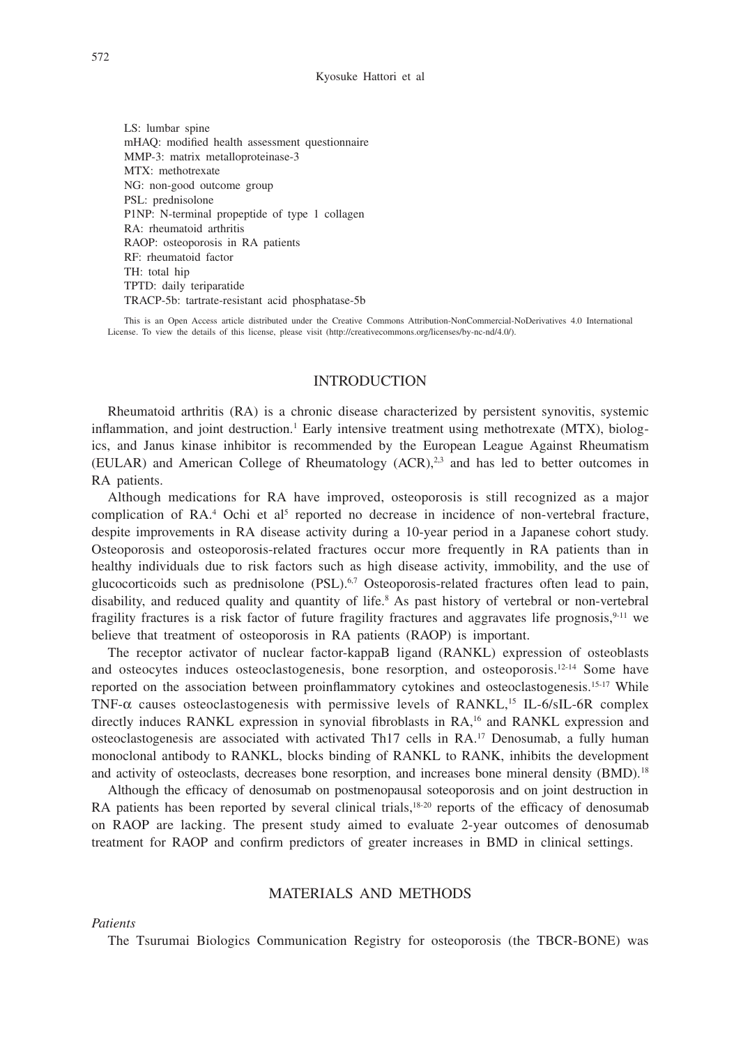LS: lumbar spine
mHAQ: modified health assessment questionnaire
MMP-3: matrix metalloproteinase-3
MTX: methotrexate
NG: non-good outcome group
PSL: prednisolone
P1NP: N-terminal propeptide of type 1 collagen
RA: rheumatoid arthritis
RAOP: osteoporosis in RA patients
RF: rheumatoid factor
TH: total hip
TPTD: daily teriparatide
TRACP-5b: tartrate-resistant acid phosphatase-5b

This is an Open Access article distributed under the Creative Commons Attribution-NonCommercial-NoDerivatives 4.0 International License. To view the details of this license, please visit (http://creativecommons.org/licenses/by-nc-nd/4.0/).

## INTRODUCTION

Rheumatoid arthritis (RA) is a chronic disease characterized by persistent synovitis, systemic inflammation, and joint destruction.[1] Early intensive treatment using methotrexate (MTX), biologics, and Janus kinase inhibitor is recommended by the European League Against Rheumatism (EULAR) and American College of Rheumatology (ACR),[2,3] and has led to better outcomes in RA patients.

Although medications for RA have improved, osteoporosis is still recognized as a major complication of RA.[4] Ochi et al[5] reported no decrease in incidence of non-vertebral fracture, despite improvements in RA disease activity during a 10-year period in a Japanese cohort study. Osteoporosis and osteoporosis-related fractures occur more frequently in RA patients than in healthy individuals due to risk factors such as high disease activity, immobility, and the use of glucocorticoids such as prednisolone (PSL).[6,7] Osteoporosis-related fractures often lead to pain, disability, and reduced quality and quantity of life.[8] As past history of vertebral or non-vertebral fragility fractures is a risk factor of future fragility fractures and aggravates life prognosis,[9-11] we believe that treatment of osteoporosis in RA patients (RAOP) is important.

The receptor activator of nuclear factor-kappaB ligand (RANKL) expression of osteoblasts and osteocytes induces osteoclastogenesis, bone resorption, and osteoporosis.[12-14] Some have reported on the association between proinflammatory cytokines and osteoclastogenesis.[15-17] While TNF-α causes osteoclastogenesis with permissive levels of RANKL,[15] IL-6/sIL-6R complex directly induces RANKL expression in synovial fibroblasts in RA,[16] and RANKL expression and osteoclastogenesis are associated with activated Th17 cells in RA.[17] Denosumab, a fully human monoclonal antibody to RANKL, blocks binding of RANKL to RANK, inhibits the development and activity of osteoclasts, decreases bone resorption, and increases bone mineral density (BMD).[18]

Although the efficacy of denosumab on postmenopausal soteoporosis and on joint destruction in RA patients has been reported by several clinical trials,[18-20] reports of the efficacy of denosumab on RAOP are lacking. The present study aimed to evaluate 2-year outcomes of denosumab treatment for RAOP and confirm predictors of greater increases in BMD in clinical settings.

## MATERIALS AND METHODS

*Patients*

The Tsurumai Biologics Communication Registry for osteoporosis (the TBCR-BONE) was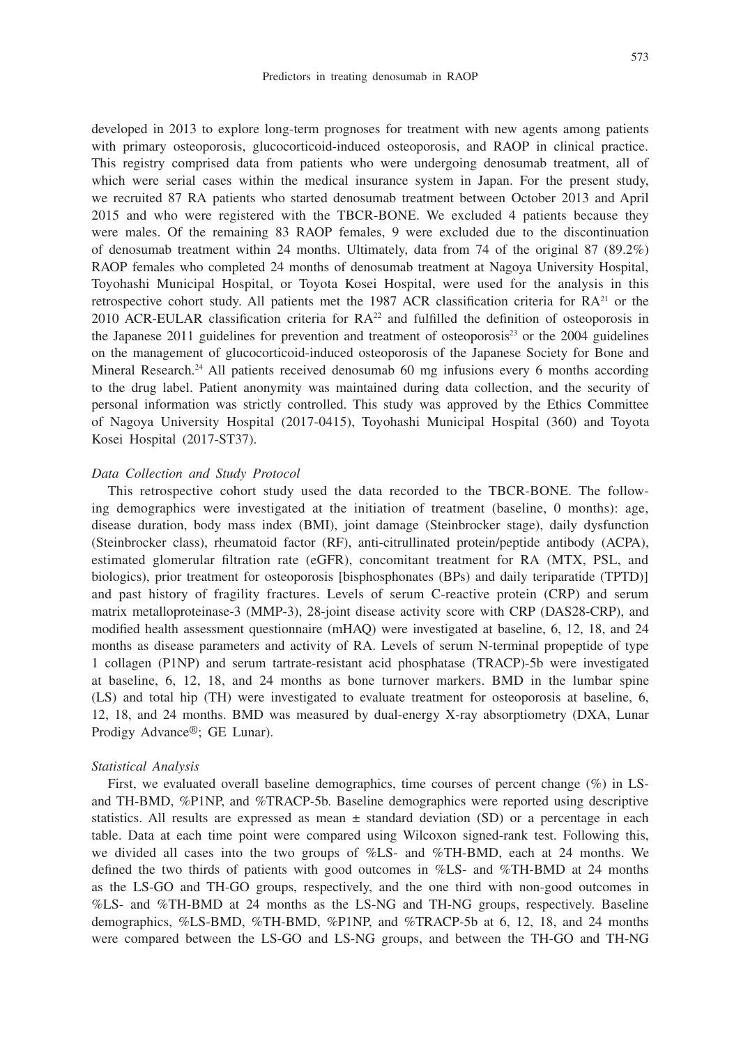developed in 2013 to explore long-term prognoses for treatment with new agents among patients with primary osteoporosis, glucocorticoid-induced osteoporosis, and RAOP in clinical practice. This registry comprised data from patients who were undergoing denosumab treatment, all of which were serial cases within the medical insurance system in Japan. For the present study, we recruited 87 RA patients who started denosumab treatment between October 2013 and April 2015 and who were registered with the TBCR-BONE. We excluded 4 patients because they were males. Of the remaining 83 RAOP females, 9 were excluded due to the discontinuation of denosumab treatment within 24 months. Ultimately, data from 74 of the original 87 (89.2%) RAOP females who completed 24 months of denosumab treatment at Nagoya University Hospital, Toyohashi Municipal Hospital, or Toyota Kosei Hospital, were used for the analysis in this retrospective cohort study. All patients met the 1987 ACR classification criteria for RA[21] or the 2010 ACR-EULAR classification criteria for RA[22] and fulfilled the definition of osteoporosis in the Japanese 2011 guidelines for prevention and treatment of osteoporosis[23] or the 2004 guidelines on the management of glucocorticoid-induced osteoporosis of the Japanese Society for Bone and Mineral Research.[24] All patients received denosumab 60 mg infusions every 6 months according to the drug label. Patient anonymity was maintained during data collection, and the security of personal information was strictly controlled. This study was approved by the Ethics Committee of Nagoya University Hospital (2017-0415), Toyohashi Municipal Hospital (360) and Toyota Kosei Hospital (2017-ST37).

*Data Collection and Study Protocol*

This retrospective cohort study used the data recorded to the TBCR-BONE. The following demographics were investigated at the initiation of treatment (baseline, 0 months): age, disease duration, body mass index (BMI), joint damage (Steinbrocker stage), daily dysfunction (Steinbrocker class), rheumatoid factor (RF), anti-citrullinated protein/peptide antibody (ACPA), estimated glomerular filtration rate (eGFR), concomitant treatment for RA (MTX, PSL, and biologics), prior treatment for osteoporosis [bisphosphonates (BPs) and daily teriparatide (TPTD)] and past history of fragility fractures. Levels of serum C-reactive protein (CRP) and serum matrix metalloproteinase-3 (MMP-3), 28-joint disease activity score with CRP (DAS28-CRP), and modified health assessment questionnaire (mHAQ) were investigated at baseline, 6, 12, 18, and 24 months as disease parameters and activity of RA. Levels of serum N-terminal propeptide of type 1 collagen (P1NP) and serum tartrate-resistant acid phosphatase (TRACP)-5b were investigated at baseline, 6, 12, 18, and 24 months as bone turnover markers. BMD in the lumbar spine (LS) and total hip (TH) were investigated to evaluate treatment for osteoporosis at baseline, 6, 12, 18, and 24 months. BMD was measured by dual-energy X-ray absorptiometry (DXA, Lunar Prodigy Advance®; GE Lunar).

*Statistical Analysis*

First, we evaluated overall baseline demographics, time courses of percent change (%) in LS- and TH-BMD, %P1NP, and %TRACP-5b. Baseline demographics were reported using descriptive statistics. All results are expressed as mean ± standard deviation (SD) or a percentage in each table. Data at each time point were compared using Wilcoxon signed-rank test. Following this, we divided all cases into the two groups of %LS- and %TH-BMD, each at 24 months. We defined the two thirds of patients with good outcomes in %LS- and %TH-BMD at 24 months as the LS-GO and TH-GO groups, respectively, and the one third with non-good outcomes in %LS- and %TH-BMD at 24 months as the LS-NG and TH-NG groups, respectively. Baseline demographics, %LS-BMD, %TH-BMD, %P1NP, and %TRACP-5b at 6, 12, 18, and 24 months were compared between the LS-GO and LS-NG groups, and between the TH-GO and TH-NG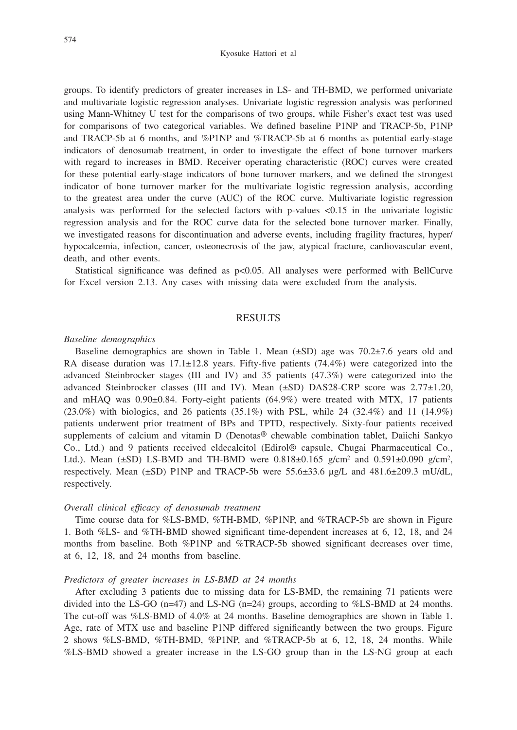groups. To identify predictors of greater increases in LS- and TH-BMD, we performed univariate and multivariate logistic regression analyses. Univariate logistic regression analysis was performed using Mann-Whitney U test for the comparisons of two groups, while Fisher's exact test was used for comparisons of two categorical variables. We defined baseline P1NP and TRACP-5b, P1NP and TRACP-5b at 6 months, and %P1NP and %TRACP-5b at 6 months as potential early-stage indicators of denosumab treatment, in order to investigate the effect of bone turnover markers with regard to increases in BMD. Receiver operating characteristic (ROC) curves were created for these potential early-stage indicators of bone turnover markers, and we defined the strongest indicator of bone turnover marker for the multivariate logistic regression analysis, according to the greatest area under the curve (AUC) of the ROC curve. Multivariate logistic regression analysis was performed for the selected factors with p-values $<0.15$ in the univariate logistic regression analysis and for the ROC curve data for the selected bone turnover marker. Finally, we investigated reasons for discontinuation and adverse events, including fragility fractures, hyper/hypocalcemia, infection, cancer, osteonecrosis of the jaw, atypical fracture, cardiovascular event, death, and other events.

Statistical significance was defined as $p<0.05$. All analyses were performed with BellCurve for Excel version 2.13. Any cases with missing data were excluded from the analysis.

## RESULTS

### *Baseline demographics*

Baseline demographics are shown in Table 1. Mean (±SD) age was 70.2±7.6 years old and RA disease duration was 17.1±12.8 years. Fifty-five patients (74.4%) were categorized into the advanced Steinbrocker stages (III and IV) and 35 patients (47.3%) were categorized into the advanced Steinbrocker classes (III and IV). Mean (±SD) DAS28-CRP score was 2.77±1.20, and mHAQ was 0.90±0.84. Forty-eight patients (64.9%) were treated with MTX, 17 patients (23.0%) with biologics, and 26 patients (35.1%) with PSL, while 24 (32.4%) and 11 (14.9%) patients underwent prior treatment of BPs and TPTD, respectively. Sixty-four patients received supplements of calcium and vitamin D (Denotas® chewable combination tablet, Daiichi Sankyo Co., Ltd.) and 9 patients received eldecalcitol (Edirol® capsule, Chugai Pharmaceutical Co., Ltd.). Mean (±SD) LS-BMD and TH-BMD were 0.818±0.165 g/cm$^2$ and 0.591±0.090 g/cm$^2$, respectively. Mean (±SD) P1NP and TRACP-5b were 55.6±33.6 μg/L and 481.6±209.3 mU/dL, respectively.

### *Overall clinical efficacy of denosumab treatment*

Time course data for %LS-BMD, %TH-BMD, %P1NP, and %TRACP-5b are shown in Figure 1. Both %LS- and %TH-BMD showed significant time-dependent increases at 6, 12, 18, and 24 months from baseline. Both %P1NP and %TRACP-5b showed significant decreases over time, at 6, 12, 18, and 24 months from baseline.

### *Predictors of greater increases in LS-BMD at 24 months*

After excluding 3 patients due to missing data for LS-BMD, the remaining 71 patients were divided into the LS-GO (n=47) and LS-NG (n=24) groups, according to %LS-BMD at 24 months. The cut-off was %LS-BMD of 4.0% at 24 months. Baseline demographics are shown in Table 1. Age, rate of MTX use and baseline P1NP differed significantly between the two groups. Figure 2 shows %LS-BMD, %TH-BMD, %P1NP, and %TRACP-5b at 6, 12, 18, 24 months. While %LS-BMD showed a greater increase in the LS-GO group than in the LS-NG group at each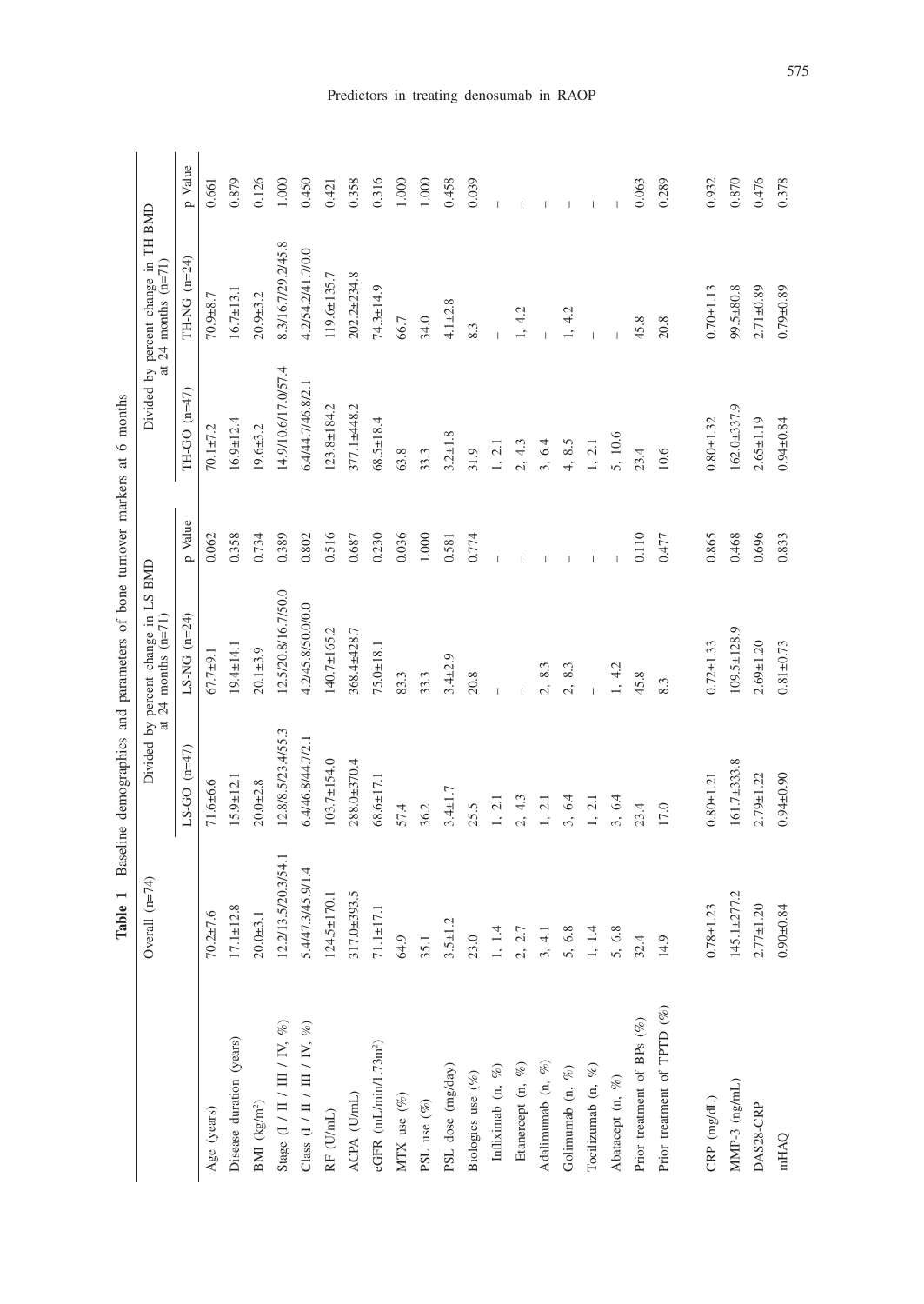**Table 1** Baseline demographics and parameters of bone turnover markers at 6 months

| | Overall (n=74) | Divided by percent change in LS-BMD at 24 months (n=71) | | | Divided by percent change in TH-BMD at 24 months (n=71) | | |
|---|---|---|---|---|---|---|---|
| | | LS-GO (n=47) | LS-NG (n=24) | p Value | TH-GO (n=47) | TH-NG (n=24) | p Value |
| Age (years) | 70.2±7.6 | 71.6±6.6 | 67.7±9.1 | 0.062 | 70.1±7.2 | 70.9±8.7 | 0.661 |
| Disease duration (years) | 17.1±12.8 | 15.9±12.1 | 19.4±14.1 | 0.358 | 16.9±12.4 | 16.7±13.1 | 0.879 |
| BMI (kg/m²) | 20.0±3.1 | 20.0±2.8 | 20.1±3.9 | 0.734 | 19.6±3.2 | 20.9±3.2 | 0.126 |
| Stage (I / II / III / IV, %) | 12.2/13.5/20.3/54.1 | 12.8/8.5/23.4/55.3 | 12.5/20.8/16.7/50.0 | 0.389 | 14.9/10.6/17.0/57.4 | 8.3/16.7/29.2/45.8 | 1.000 |
| Class (I / II / III / IV, %) | 5.4/47.3/45.9/1.4 | 6.4/46.8/44.7/2.1 | 4.2/45.8/50.0/0.0 | 0.802 | 6.4/44.7/46.8/2.1 | 4.2/54.2/41.7/0.0 | 0.450 |
| RF (U/mL) | 124.5±170.1 | 103.7±154.0 | 140.7±165.2 | 0.516 | 123.8±184.2 | 119.6±135.7 | 0.421 |
| ACPA (U/mL) | 317.0±393.5 | 288.0±370.4 | 368.4±428.7 | 0.687 | 377.1±448.2 | 202.2±234.8 | 0.358 |
| eGFR (mL/min/1.73m²) | 71.1±17.1 | 68.6±17.1 | 75.0±18.1 | 0.230 | 68.5±18.4 | 74.3±14.9 | 0.316 |
| MTX use (%) | 64.9 | 57.4 | 83.3 | 0.036 | 63.8 | 66.7 | 1.000 |
| PSL use (%) | 35.1 | 36.2 | 33.3 | 1.000 | 33.3 | 34.0 | 1.000 |
| PSL dose (mg/day) | 3.5±1.2 | 3.4±1.7 | 3.4±2.9 | 0.581 | 3.2±1.8 | 4.1±2.8 | 0.458 |
| Biologics use (%) | 23.0 | 25.5 | 20.8 | 0.774 | 31.9 | 8.3 | 0.039 |
| Infliximab (n, %) | 1, 1.4 | 1, 2.1 | – | – | 1, 2.1 | – | – |
| Etanercept (n, %) | 2, 2.7 | 2, 4.3 | – | – | 2, 4.3 | 1, 4.2 | – |
| Adalimumab (n, %) | 3, 4.1 | 1, 2.1 | 2, 8.3 | – | 3, 6.4 | – | – |
| Golimumab (n, %) | 5, 6.8 | 3, 6.4 | 2, 8.3 | – | 4, 8.5 | 1, 4.2 | – |
| Tocilizumab (n, %) | 1, 1.4 | 1, 2.1 | – | – | 1, 2.1 | – | – |
| Abatacept (n, %) | 5, 6.8 | 3, 6.4 | 1, 4.2 | – | 5, 10.6 | – | – |
| Prior treatment of BPs (%) | 32.4 | 23.4 | 45.8 | 0.110 | 23.4 | 45.8 | 0.063 |
| Prior treatment of TPTD (%) | 14.9 | 17.0 | 8.3 | 0.477 | 10.6 | 20.8 | 0.289 |
| CRP (mg/dL) | 0.78±1.23 | 0.80±1.21 | 0.72±1.33 | 0.865 | 0.80±1.32 | 0.70±1.13 | 0.932 |
| MMP-3 (ng/mL) | 145.1±277.2 | 161.7±333.8 | 109.5±128.9 | 0.468 | 162.0±337.9 | 99.5±80.8 | 0.870 |
| DAS28-CRP | 2.77±1.20 | 2.79±1.22 | 2.69±1.20 | 0.696 | 2.65±1.19 | 2.71±0.89 | 0.476 |
| mHAQ | 0.90±0.84 | 0.94±0.90 | 0.81±0.73 | 0.833 | 0.94±0.84 | 0.79±0.89 | 0.378 |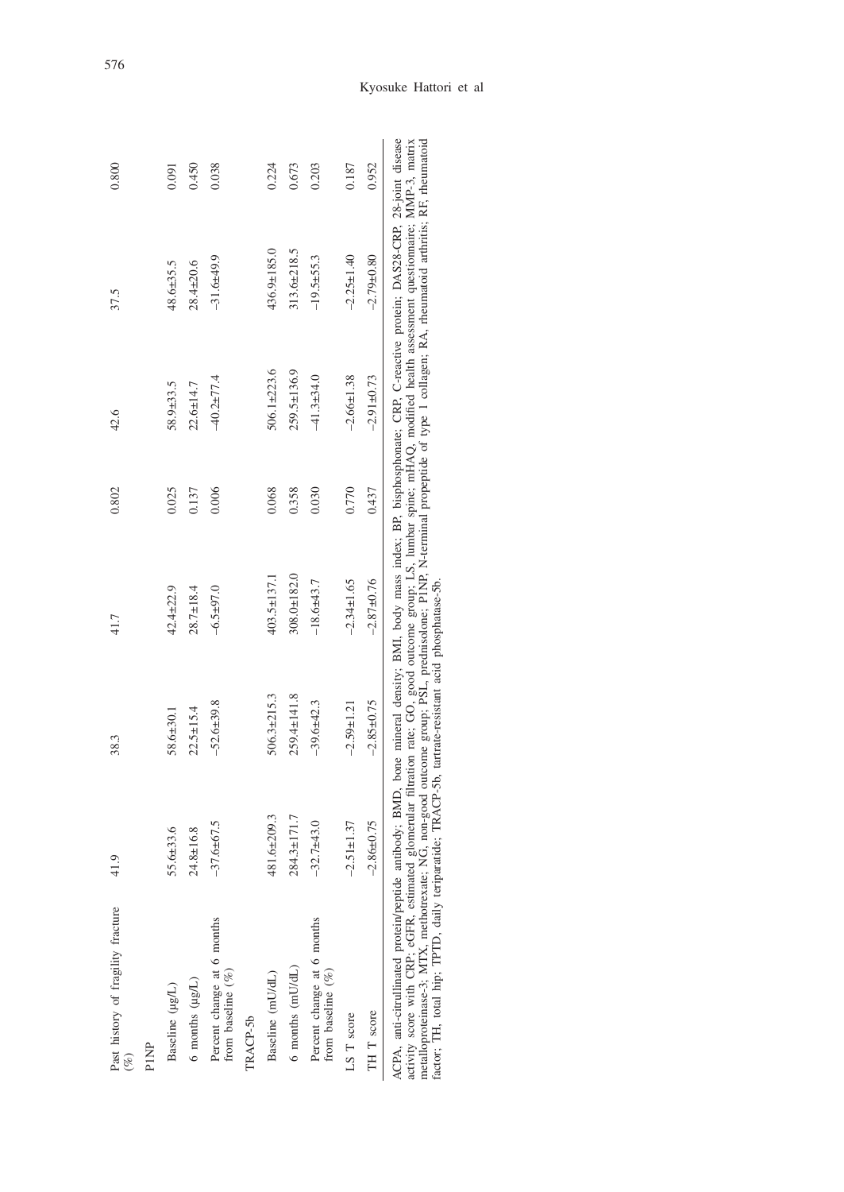| Past history of fragility fracture (%) | 41.9 | 38.3 | 41.7 | 0.802 | 42.6 | 37.5 | 0.800 |
|---|---|---|---|---|---|---|---|
| P1NP | | | | | | | |
| Baseline (μg/L) | 55.6±33.6 | 58.6±30.1 | 42.4±22.9 | 0.025 | 58.9±33.5 | 48.6±35.5 | 0.091 |
| 6 months (μg/L) | 24.8±16.8 | 22.5±15.4 | 28.7±18.4 | 0.137 | 22.6±14.7 | 28.4±20.6 | 0.450 |
| Percent change at 6 months from baseline (%) | −37.6±67.5 | −52.6±39.8 | −6.5±97.0 | 0.006 | −40.2±77.4 | −31.6±49.9 | 0.038 |
| TRACP-5b | | | | | | | |
| Baseline (mU/dL) | 481.6±209.3 | 506.3±215.3 | 403.5±137.1 | 0.068 | 506.1±223.6 | 436.9±185.0 | 0.224 |
| 6 months (mU/dL) | 284.3±171.7 | 259.4±141.8 | 308.0±182.0 | 0.358 | 259.5±136.9 | 313.6±218.5 | 0.673 |
| Percent change at 6 months from baseline (%) | −32.7±43.0 | −39.6±42.3 | −18.6±43.7 | 0.030 | −41.3±34.0 | −19.5±55.3 | 0.203 |
| LS T score | −2.51±1.37 | −2.59±1.21 | −2.34±1.65 | 0.770 | −2.66±1.38 | −2.25±1.40 | 0.187 |
| TH T score | −2.86±0.75 | −2.85±0.75 | −2.87±0.76 | 0.437 | −2.91±0.73 | −2.79±0.80 | 0.952 |

ACPA, anti-citrullinated protein/peptide antibody; BMD, bone mineral density; BMI, body mass index; BP, bisphosphonate; CRP, C-reactive protein; DAS28-CRP, 28-joint disease activity score with CRP; eGFR, estimated glomerular filtration rate; GO, good outcome group; LS, lumbar spine; mHAQ, modified health assessment questionnaire; MMP-3, matrix metalloproteinase-3; MTX, methotrexate; NG, non-good outcome group; PSL, prednisolone; P1NP, N-terminal propeptide of type 1 collagen; RA, rheumatoid arthritis; RF, rheumatoid factor; TH, total hip; TPTD, daily teriparatide; TRACP-5b, tartrate-resistant acid phosphatase-5b.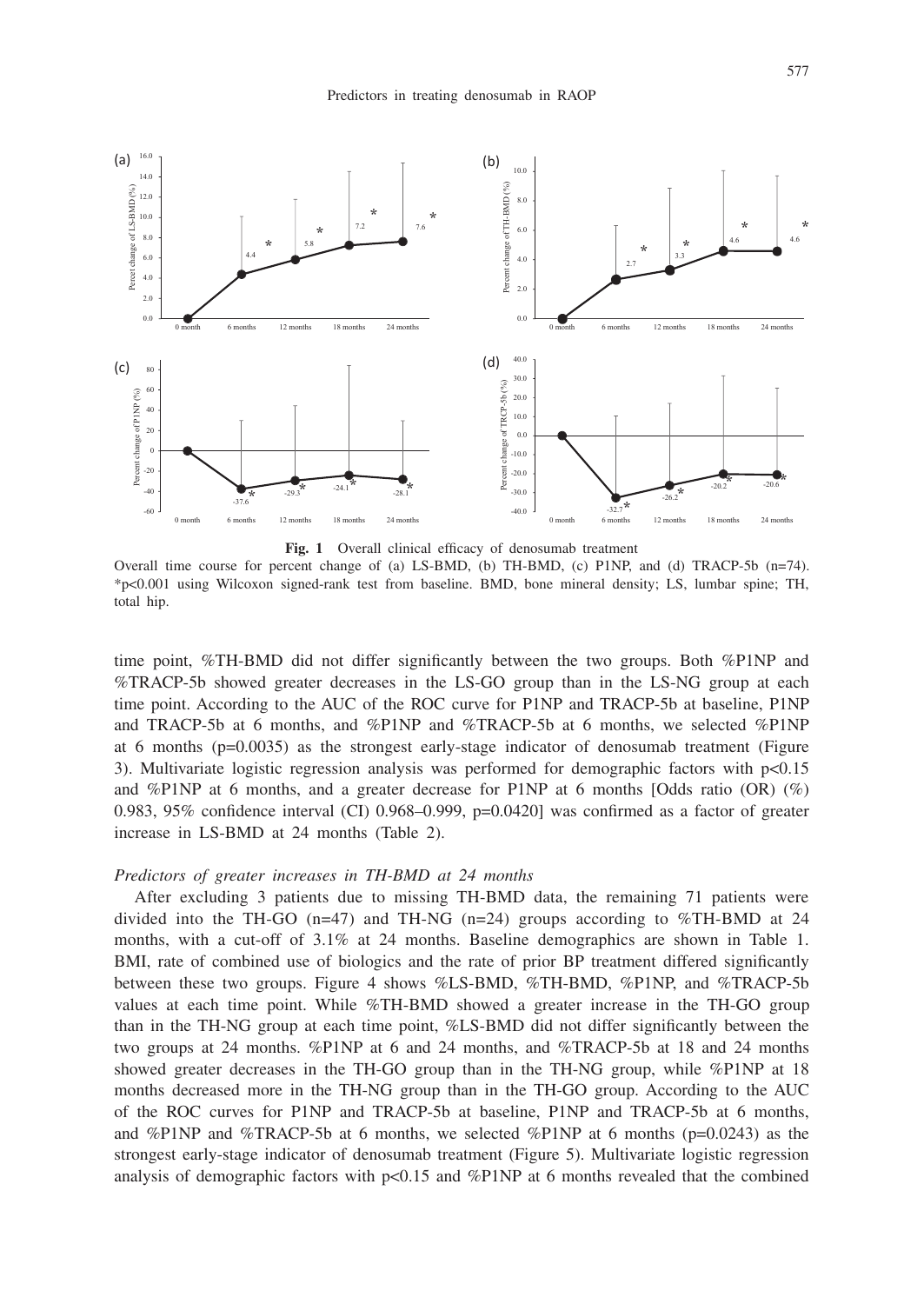**Fig. 1** Overall clinical efficacy of denosumab treatment

Overall time course for percent change of (a) LS-BMD, (b) TH-BMD, (c) P1NP, and (d) TRACP-5b (n=74). *p<0.001 using Wilcoxon signed-rank test from baseline. BMD, bone mineral density; LS, lumbar spine; TH, total hip.

time point, %TH-BMD did not differ significantly between the two groups. Both %P1NP and %TRACP-5b showed greater decreases in the LS-GO group than in the LS-NG group at each time point. According to the AUC of the ROC curve for P1NP and TRACP-5b at baseline, P1NP and TRACP-5b at 6 months, and %P1NP and %TRACP-5b at 6 months, we selected %P1NP at 6 months (p=0.0035) as the strongest early-stage indicator of denosumab treatment (Figure 3). Multivariate logistic regression analysis was performed for demographic factors with p<0.15 and %P1NP at 6 months, and a greater decrease for P1NP at 6 months [Odds ratio (OR) (%) 0.983, 95% confidence interval (CI) 0.968–0.999, p=0.0420] was confirmed as a factor of greater increase in LS-BMD at 24 months (Table 2).

*Predictors of greater increases in TH-BMD at 24 months*

After excluding 3 patients due to missing TH-BMD data, the remaining 71 patients were divided into the TH-GO (n=47) and TH-NG (n=24) groups according to %TH-BMD at 24 months, with a cut-off of 3.1% at 24 months. Baseline demographics are shown in Table 1. BMI, rate of combined use of biologics and the rate of prior BP treatment differed significantly between these two groups. Figure 4 shows %LS-BMD, %TH-BMD, %P1NP, and %TRACP-5b values at each time point. While %TH-BMD showed a greater increase in the TH-GO group than in the TH-NG group at each time point, %LS-BMD did not differ significantly between the two groups at 24 months. %P1NP at 6 and 24 months, and %TRACP-5b at 18 and 24 months showed greater decreases in the TH-GO group than in the TH-NG group, while %P1NP at 18 months decreased more in the TH-NG group than in the TH-GO group. According to the AUC of the ROC curves for P1NP and TRACP-5b at baseline, P1NP and TRACP-5b at 6 months, and %P1NP and %TRACP-5b at 6 months, we selected %P1NP at 6 months (p=0.0243) as the strongest early-stage indicator of denosumab treatment (Figure 5). Multivariate logistic regression analysis of demographic factors with p<0.15 and %P1NP at 6 months revealed that the combined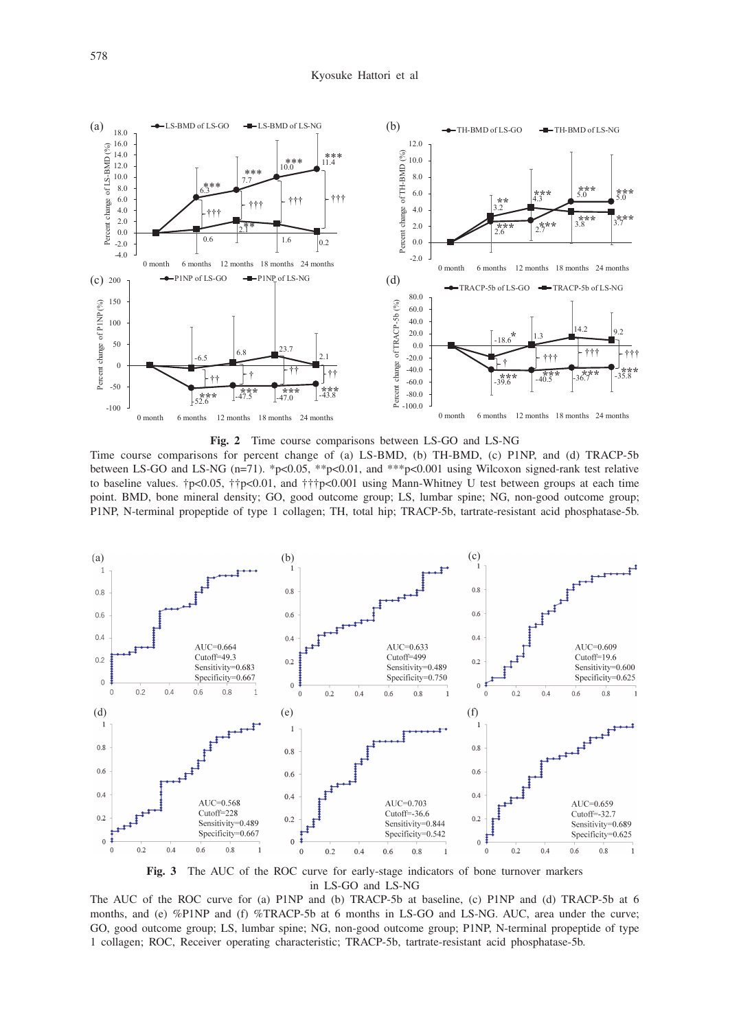**Fig. 2** Time course comparisons between LS-GO and LS-NG

Time course comparisons for percent change of (a) LS-BMD, (b) TH-BMD, (c) P1NP, and (d) TRACP-5b between LS-GO and LS-NG (n=71). *p<0.05, **p<0.01, and ***p<0.001 using Wilcoxon signed-rank test relative to baseline values. †p<0.05, ††p<0.01, and †††p<0.001 using Mann-Whitney U test between groups at each time point. BMD, bone mineral density; GO, good outcome group; LS, lumbar spine; NG, non-good outcome group; P1NP, N-terminal propeptide of type 1 collagen; TH, total hip; TRACP-5b, tartrate-resistant acid phosphatase-5b.

**Fig. 3** The AUC of the ROC curve for early-stage indicators of bone turnover markers in LS-GO and LS-NG

The AUC of the ROC curve for (a) P1NP and (b) TRACP-5b at baseline, (c) P1NP and (d) TRACP-5b at 6 months, and (e) %P1NP and (f) %TRACP-5b at 6 months in LS-GO and LS-NG. AUC, area under the curve; GO, good outcome group; LS, lumbar spine; NG, non-good outcome group; P1NP, N-terminal propeptide of type 1 collagen; ROC, Receiver operating characteristic; TRACP-5b, tartrate-resistant acid phosphatase-5b.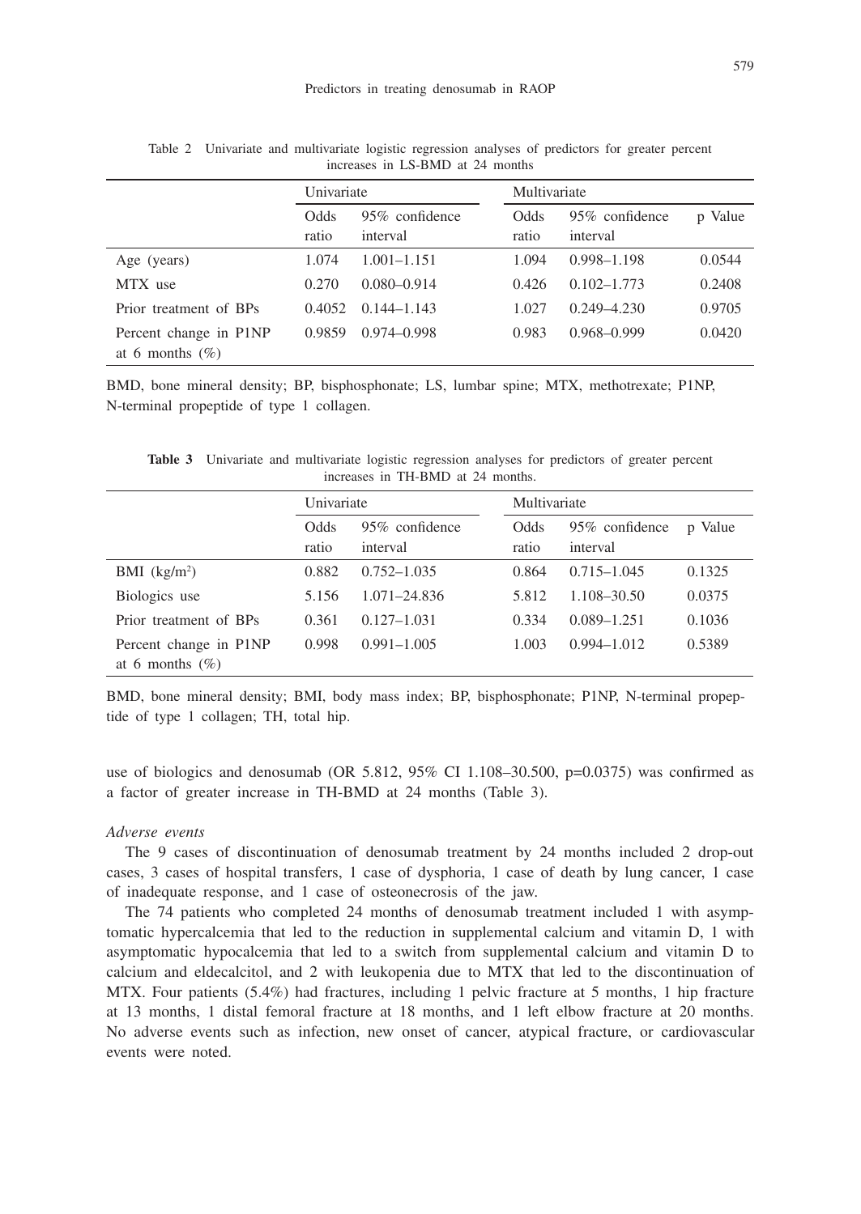Table 2 Univariate and multivariate logistic regression analyses of predictors for greater percent increases in LS-BMD at 24 months

| | Univariate | | Multivariate | | |
|---|---|---|---|---|---|
| | Odds ratio | 95% confidence interval | Odds ratio | 95% confidence interval | p Value |
| Age (years) | 1.074 | 1.001–1.151 | 1.094 | 0.998–1.198 | 0.0544 |
| MTX use | 0.270 | 0.080–0.914 | 0.426 | 0.102–1.773 | 0.2408 |
| Prior treatment of BPs | 0.4052 | 0.144–1.143 | 1.027 | 0.249–4.230 | 0.9705 |
| Percent change in P1NP at 6 months (%) | 0.9859 | 0.974–0.998 | 0.983 | 0.968–0.999 | 0.0420 |

BMD, bone mineral density; BP, bisphosphonate; LS, lumbar spine; MTX, methotrexate; P1NP, N-terminal propeptide of type 1 collagen.

**Table 3** Univariate and multivariate logistic regression analyses for predictors of greater percent increases in TH-BMD at 24 months.

| | Univariate | | Multivariate | | |
|---|---|---|---|---|---|
| | Odds ratio | 95% confidence interval | Odds ratio | 95% confidence interval | p Value |
| BMI (kg/m$^2$) | 0.882 | 0.752–1.035 | 0.864 | 0.715–1.045 | 0.1325 |
| Biologics use | 5.156 | 1.071–24.836 | 5.812 | 1.108–30.50 | 0.0375 |
| Prior treatment of BPs | 0.361 | 0.127–1.031 | 0.334 | 0.089–1.251 | 0.1036 |
| Percent change in P1NP at 6 months (%) | 0.998 | 0.991–1.005 | 1.003 | 0.994–1.012 | 0.5389 |

BMD, bone mineral density; BMI, body mass index; BP, bisphosphonate; P1NP, N-terminal propeptide of type 1 collagen; TH, total hip.

use of biologics and denosumab (OR 5.812, 95% CI 1.108–30.500, p=0.0375) was confirmed as a factor of greater increase in TH-BMD at 24 months (Table 3).

*Adverse events*

The 9 cases of discontinuation of denosumab treatment by 24 months included 2 drop-out cases, 3 cases of hospital transfers, 1 case of dysphoria, 1 case of death by lung cancer, 1 case of inadequate response, and 1 case of osteonecrosis of the jaw.

The 74 patients who completed 24 months of denosumab treatment included 1 with asymptomatic hypercalcemia that led to the reduction in supplemental calcium and vitamin D, 1 with asymptomatic hypocalcemia that led to a switch from supplemental calcium and vitamin D to calcium and eldecalcitol, and 2 with leukopenia due to MTX that led to the discontinuation of MTX. Four patients (5.4%) had fractures, including 1 pelvic fracture at 5 months, 1 hip fracture at 13 months, 1 distal femoral fracture at 18 months, and 1 left elbow fracture at 20 months. No adverse events such as infection, new onset of cancer, atypical fracture, or cardiovascular events were noted.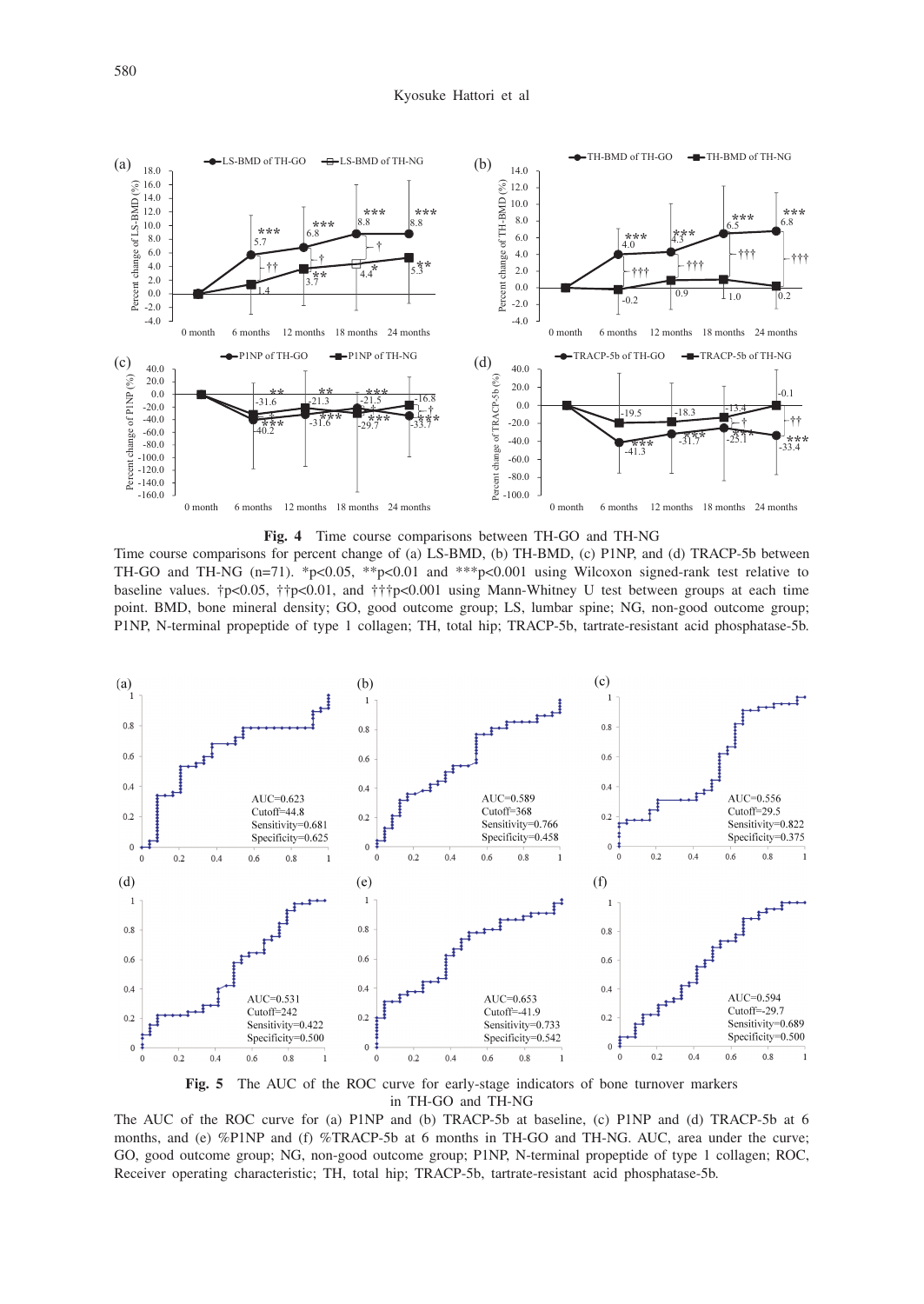**Fig. 4** Time course comparisons between TH-GO and TH-NG

Time course comparisons for percent change of (a) LS-BMD, (b) TH-BMD, (c) P1NP, and (d) TRACP-5b between TH-GO and TH-NG (n=71). *p<0.05, **p<0.01 and ***p<0.001 using Wilcoxon signed-rank test relative to baseline values. †p<0.05, ††p<0.01, and †††p<0.001 using Mann-Whitney U test between groups at each time point. BMD, bone mineral density; GO, good outcome group; LS, lumbar spine; NG, non-good outcome group; P1NP, N-terminal propeptide of type 1 collagen; TH, total hip; TRACP-5b, tartrate-resistant acid phosphatase-5b.

**Fig. 5** The AUC of the ROC curve for early-stage indicators of bone turnover markers in TH-GO and TH-NG

The AUC of the ROC curve for (a) P1NP and (b) TRACP-5b at baseline, (c) P1NP and (d) TRACP-5b at 6 months, and (e) %P1NP and (f) %TRACP-5b at 6 months in TH-GO and TH-NG. AUC, area under the curve; GO, good outcome group; NG, non-good outcome group; P1NP, N-terminal propeptide of type 1 collagen; ROC, Receiver operating characteristic; TH, total hip; TRACP-5b, tartrate-resistant acid phosphatase-5b.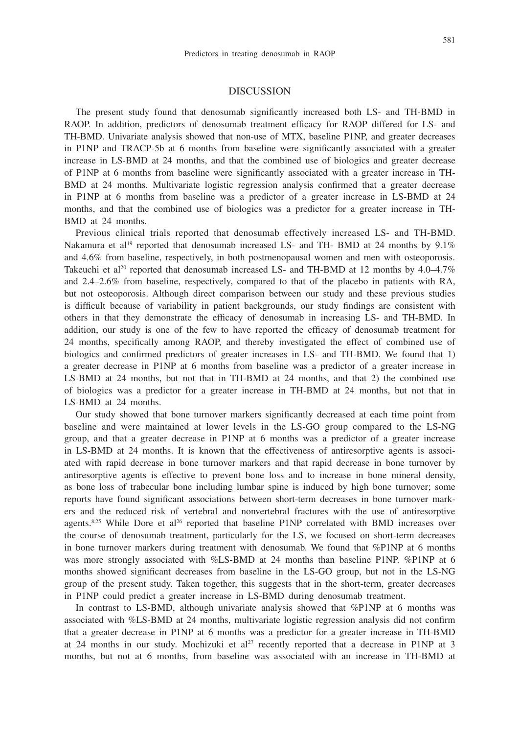## DISCUSSION

The present study found that denosumab significantly increased both LS- and TH-BMD in RAOP. In addition, predictors of denosumab treatment efficacy for RAOP differed for LS- and TH-BMD. Univariate analysis showed that non-use of MTX, baseline P1NP, and greater decreases in P1NP and TRACP-5b at 6 months from baseline were significantly associated with a greater increase in LS-BMD at 24 months, and that the combined use of biologics and greater decrease of P1NP at 6 months from baseline were significantly associated with a greater increase in TH-BMD at 24 months. Multivariate logistic regression analysis confirmed that a greater decrease in P1NP at 6 months from baseline was a predictor of a greater increase in LS-BMD at 24 months, and that the combined use of biologics was a predictor for a greater increase in TH-BMD at 24 months.

Previous clinical trials reported that denosumab effectively increased LS- and TH-BMD. Nakamura et al[19] reported that denosumab increased LS- and TH- BMD at 24 months by 9.1% and 4.6% from baseline, respectively, in both postmenopausal women and men with osteoporosis. Takeuchi et al[20] reported that denosumab increased LS- and TH-BMD at 12 months by 4.0–4.7% and 2.4–2.6% from baseline, respectively, compared to that of the placebo in patients with RA, but not osteoporosis. Although direct comparison between our study and these previous studies is difficult because of variability in patient backgrounds, our study findings are consistent with others in that they demonstrate the efficacy of denosumab in increasing LS- and TH-BMD. In addition, our study is one of the few to have reported the efficacy of denosumab treatment for 24 months, specifically among RAOP, and thereby investigated the effect of combined use of biologics and confirmed predictors of greater increases in LS- and TH-BMD. We found that 1) a greater decrease in P1NP at 6 months from baseline was a predictor of a greater increase in LS-BMD at 24 months, but not that in TH-BMD at 24 months, and that 2) the combined use of biologics was a predictor for a greater increase in TH-BMD at 24 months, but not that in LS-BMD at 24 months.

Our study showed that bone turnover markers significantly decreased at each time point from baseline and were maintained at lower levels in the LS-GO group compared to the LS-NG group, and that a greater decrease in P1NP at 6 months was a predictor of a greater increase in LS-BMD at 24 months. It is known that the effectiveness of antiresorptive agents is associated with rapid decrease in bone turnover markers and that rapid decrease in bone turnover by antiresorptive agents is effective to prevent bone loss and to increase in bone mineral density, as bone loss of trabecular bone including lumbar spine is induced by high bone turnover; some reports have found significant associations between short-term decreases in bone turnover markers and the reduced risk of vertebral and nonvertebral fractures with the use of antiresorptive agents.[8,25] While Dore et al[26] reported that baseline P1NP correlated with BMD increases over the course of denosumab treatment, particularly for the LS, we focused on short-term decreases in bone turnover markers during treatment with denosumab. We found that %P1NP at 6 months was more strongly associated with %LS-BMD at 24 months than baseline P1NP. %P1NP at 6 months showed significant decreases from baseline in the LS-GO group, but not in the LS-NG group of the present study. Taken together, this suggests that in the short-term, greater decreases in P1NP could predict a greater increase in LS-BMD during denosumab treatment.

In contrast to LS-BMD, although univariate analysis showed that %P1NP at 6 months was associated with %LS-BMD at 24 months, multivariate logistic regression analysis did not confirm that a greater decrease in P1NP at 6 months was a predictor for a greater increase in TH-BMD at 24 months in our study. Mochizuki et al[27] recently reported that a decrease in P1NP at 3 months, but not at 6 months, from baseline was associated with an increase in TH-BMD at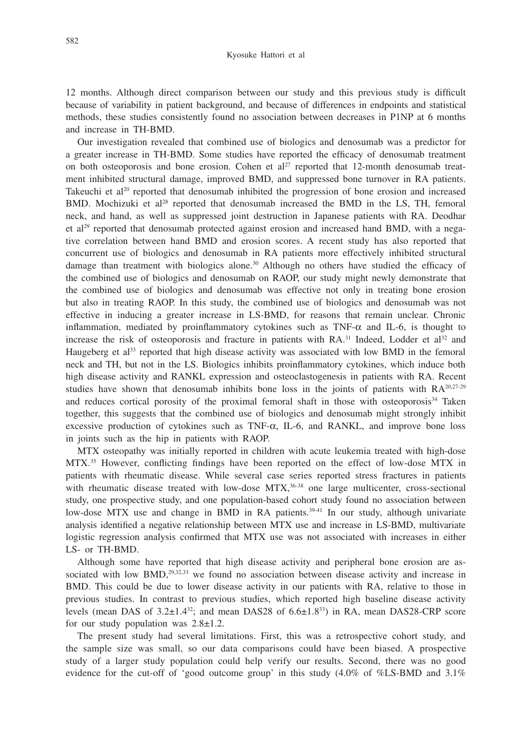12 months. Although direct comparison between our study and this previous study is difficult because of variability in patient background, and because of differences in endpoints and statistical methods, these studies consistently found no association between decreases in P1NP at 6 months and increase in TH-BMD.

Our investigation revealed that combined use of biologics and denosumab was a predictor for a greater increase in TH-BMD. Some studies have reported the efficacy of denosumab treatment on both osteoporosis and bone erosion. Cohen et al[27] reported that 12-month denosumab treatment inhibited structural damage, improved BMD, and suppressed bone turnover in RA patients. Takeuchi et al[20] reported that denosumab inhibited the progression of bone erosion and increased BMD. Mochizuki et al[28] reported that denosumab increased the BMD in the LS, TH, femoral neck, and hand, as well as suppressed joint destruction in Japanese patients with RA. Deodhar et al[29] reported that denosumab protected against erosion and increased hand BMD, with a negative correlation between hand BMD and erosion scores. A recent study has also reported that concurrent use of biologics and denosumab in RA patients more effectively inhibited structural damage than treatment with biologics alone.[30] Although no others have studied the efficacy of the combined use of biologics and denosumab on RAOP, our study might newly demonstrate that the combined use of biologics and denosumab was effective not only in treating bone erosion but also in treating RAOP. In this study, the combined use of biologics and denosumab was not effective in inducing a greater increase in LS-BMD, for reasons that remain unclear. Chronic inflammation, mediated by proinflammatory cytokines such as TNF-$\alpha$ and IL-6, is thought to increase the risk of osteoporosis and fracture in patients with RA.[31] Indeed, Lodder et al[32] and Haugeberg et al[33] reported that high disease activity was associated with low BMD in the femoral neck and TH, but not in the LS. Biologics inhibits proinflammatory cytokines, which induce both high disease activity and RANKL expression and osteoclastogenesis in patients with RA. Recent studies have shown that denosumab inhibits bone loss in the joints of patients with RA[20,27-29] and reduces cortical porosity of the proximal femoral shaft in those with osteoporosis[34] Taken together, this suggests that the combined use of biologics and denosumab might strongly inhibit excessive production of cytokines such as TNF-$\alpha$, IL-6, and RANKL, and improve bone loss in joints such as the hip in patients with RAOP.

MTX osteopathy was initially reported in children with acute leukemia treated with high-dose MTX.[35] However, conflicting findings have been reported on the effect of low-dose MTX in patients with rheumatic disease. While several case series reported stress fractures in patients with rheumatic disease treated with low-dose MTX,[36-38] one large multicenter, cross-sectional study, one prospective study, and one population-based cohort study found no association between low-dose MTX use and change in BMD in RA patients.[39-41] In our study, although univariate analysis identified a negative relationship between MTX use and increase in LS-BMD, multivariate logistic regression analysis confirmed that MTX use was not associated with increases in either LS- or TH-BMD.

Although some have reported that high disease activity and peripheral bone erosion are associated with low BMD,[29,32,33] we found no association between disease activity and increase in BMD. This could be due to lower disease activity in our patients with RA, relative to those in previous studies. In contrast to previous studies, which reported high baseline disease activity levels (mean DAS of 3.2±1.4[32]; and mean DAS28 of 6.6±1.8[33]) in RA, mean DAS28-CRP score for our study population was 2.8±1.2.

The present study had several limitations. First, this was a retrospective cohort study, and the sample size was small, so our data comparisons could have been biased. A prospective study of a larger study population could help verify our results. Second, there was no good evidence for the cut-off of 'good outcome group' in this study (4.0% of %LS-BMD and 3.1%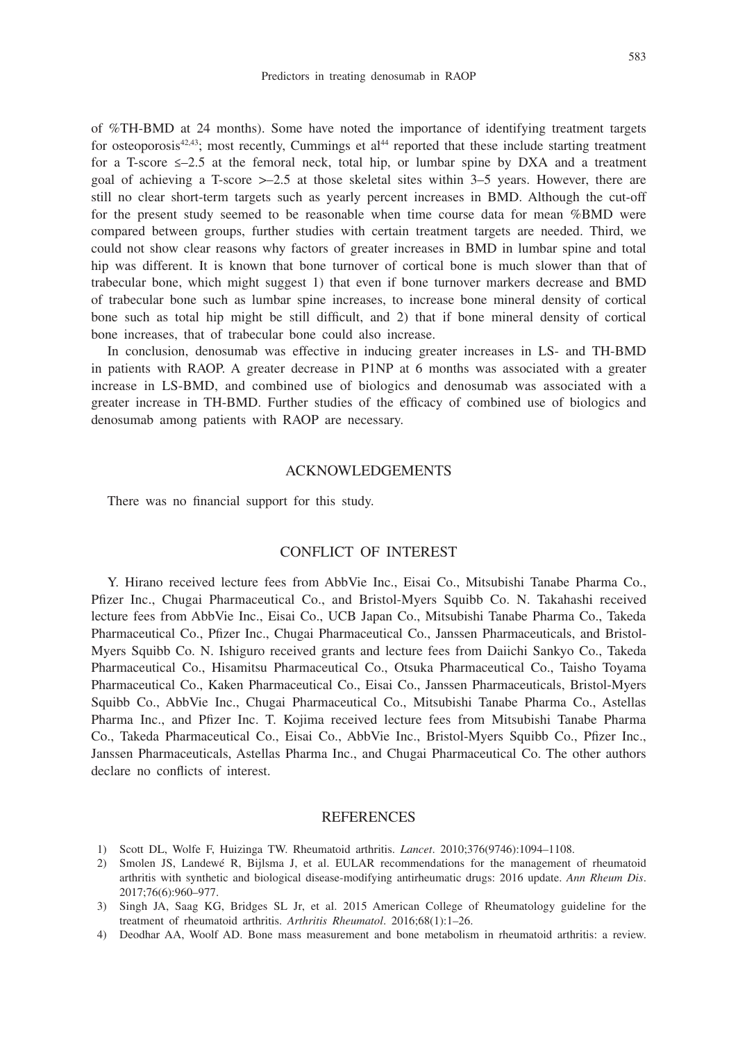of %TH-BMD at 24 months). Some have noted the importance of identifying treatment targets for osteoporosis[42,43]; most recently, Cummings et al[44] reported that these include starting treatment for a T-score ≤–2.5 at the femoral neck, total hip, or lumbar spine by DXA and a treatment goal of achieving a T-score >–2.5 at those skeletal sites within 3–5 years. However, there are still no clear short-term targets such as yearly percent increases in BMD. Although the cut-off for the present study seemed to be reasonable when time course data for mean %BMD were compared between groups, further studies with certain treatment targets are needed. Third, we could not show clear reasons why factors of greater increases in BMD in lumbar spine and total hip was different. It is known that bone turnover of cortical bone is much slower than that of trabecular bone, which might suggest 1) that even if bone turnover markers decrease and BMD of trabecular bone such as lumbar spine increases, to increase bone mineral density of cortical bone such as total hip might be still difficult, and 2) that if bone mineral density of cortical bone increases, that of trabecular bone could also increase.

In conclusion, denosumab was effective in inducing greater increases in LS- and TH-BMD in patients with RAOP. A greater decrease in P1NP at 6 months was associated with a greater increase in LS-BMD, and combined use of biologics and denosumab was associated with a greater increase in TH-BMD. Further studies of the efficacy of combined use of biologics and denosumab among patients with RAOP are necessary.

## ACKNOWLEDGEMENTS

There was no financial support for this study.

## CONFLICT OF INTEREST

Y. Hirano received lecture fees from AbbVie Inc., Eisai Co., Mitsubishi Tanabe Pharma Co., Pfizer Inc., Chugai Pharmaceutical Co., and Bristol-Myers Squibb Co. N. Takahashi received lecture fees from AbbVie Inc., Eisai Co., UCB Japan Co., Mitsubishi Tanabe Pharma Co., Takeda Pharmaceutical Co., Pfizer Inc., Chugai Pharmaceutical Co., Janssen Pharmaceuticals, and Bristol-Myers Squibb Co. N. Ishiguro received grants and lecture fees from Daiichi Sankyo Co., Takeda Pharmaceutical Co., Hisamitsu Pharmaceutical Co., Otsuka Pharmaceutical Co., Taisho Toyama Pharmaceutical Co., Kaken Pharmaceutical Co., Eisai Co., Janssen Pharmaceuticals, Bristol-Myers Squibb Co., AbbVie Inc., Chugai Pharmaceutical Co., Mitsubishi Tanabe Pharma Co., Astellas Pharma Inc., and Pfizer Inc. T. Kojima received lecture fees from Mitsubishi Tanabe Pharma Co., Takeda Pharmaceutical Co., Eisai Co., AbbVie Inc., Bristol-Myers Squibb Co., Pfizer Inc., Janssen Pharmaceuticals, Astellas Pharma Inc., and Chugai Pharmaceutical Co. The other authors declare no conflicts of interest.

## REFERENCES

1) Scott DL, Wolfe F, Huizinga TW. Rheumatoid arthritis. *Lancet*. 2010;376(9746):1094–1108.
2) Smolen JS, Landewé R, Bijlsma J, et al. EULAR recommendations for the management of rheumatoid arthritis with synthetic and biological disease-modifying antirheumatic drugs: 2016 update. *Ann Rheum Dis*. 2017;76(6):960–977.
3) Singh JA, Saag KG, Bridges SL Jr, et al. 2015 American College of Rheumatology guideline for the treatment of rheumatoid arthritis. *Arthritis Rheumatol*. 2016;68(1):1–26.
4) Deodhar AA, Woolf AD. Bone mass measurement and bone metabolism in rheumatoid arthritis: a review.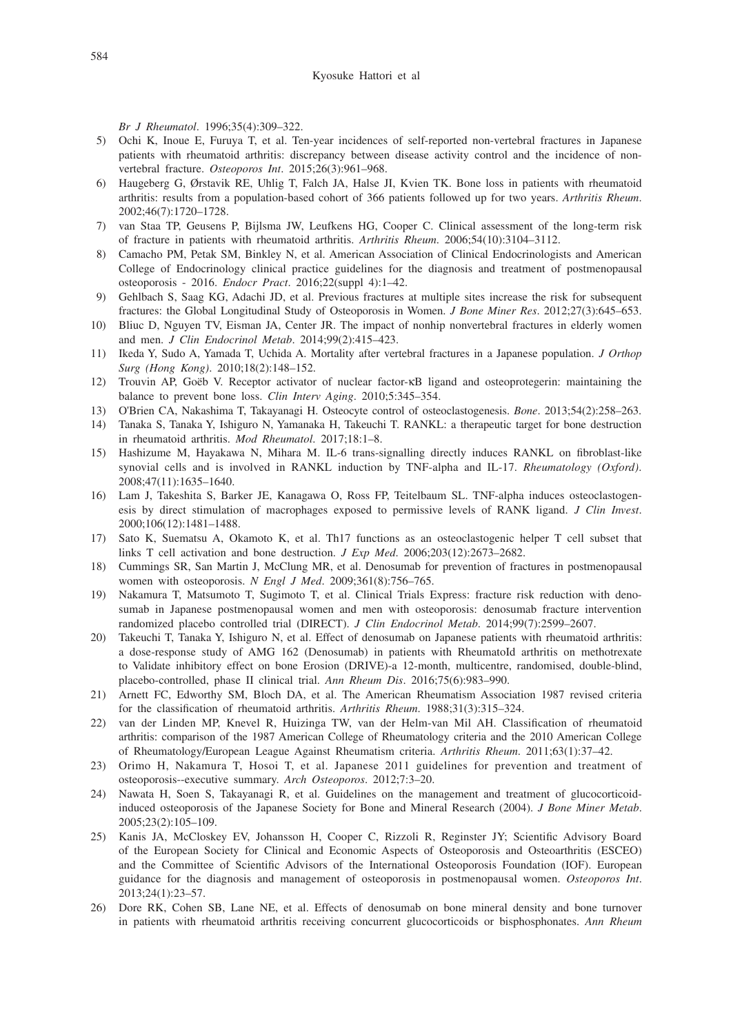*Br J Rheumatol*. 1996;35(4):309–322.

5) Ochi K, Inoue E, Furuya T, et al. Ten-year incidences of self-reported non-vertebral fractures in Japanese patients with rheumatoid arthritis: discrepancy between disease activity control and the incidence of non-vertebral fracture. *Osteoporos Int*. 2015;26(3):961–968.
6) Haugeberg G, Ørstavik RE, Uhlig T, Falch JA, Halse JI, Kvien TK. Bone loss in patients with rheumatoid arthritis: results from a population-based cohort of 366 patients followed up for two years. *Arthritis Rheum*. 2002;46(7):1720–1728.
7) van Staa TP, Geusens P, Bijlsma JW, Leufkens HG, Cooper C. Clinical assessment of the long-term risk of fracture in patients with rheumatoid arthritis. *Arthritis Rheum*. 2006;54(10):3104–3112.
8) Camacho PM, Petak SM, Binkley N, et al. American Association of Clinical Endocrinologists and American College of Endocrinology clinical practice guidelines for the diagnosis and treatment of postmenopausal osteoporosis - 2016. *Endocr Pract*. 2016;22(suppl 4):1–42.
9) Gehlbach S, Saag KG, Adachi JD, et al. Previous fractures at multiple sites increase the risk for subsequent fractures: the Global Longitudinal Study of Osteoporosis in Women. *J Bone Miner Res*. 2012;27(3):645–653.
10) Bliuc D, Nguyen TV, Eisman JA, Center JR. The impact of nonhip nonvertebral fractures in elderly women and men. *J Clin Endocrinol Metab*. 2014;99(2):415–423.
11) Ikeda Y, Sudo A, Yamada T, Uchida A. Mortality after vertebral fractures in a Japanese population. *J Orthop Surg (Hong Kong)*. 2010;18(2):148–152.
12) Trouvin AP, Goëb V. Receptor activator of nuclear factor-κB ligand and osteoprotegerin: maintaining the balance to prevent bone loss. *Clin Interv Aging*. 2010;5:345–354.
13) O'Brien CA, Nakashima T, Takayanagi H. Osteocyte control of osteoclastogenesis. *Bone*. 2013;54(2):258–263.
14) Tanaka S, Tanaka Y, Ishiguro N, Yamanaka H, Takeuchi T. RANKL: a therapeutic target for bone destruction in rheumatoid arthritis. *Mod Rheumatol*. 2017;18:1–8.
15) Hashizume M, Hayakawa N, Mihara M. IL-6 trans-signalling directly induces RANKL on fibroblast-like synovial cells and is involved in RANKL induction by TNF-alpha and IL-17. *Rheumatology (Oxford)*. 2008;47(11):1635–1640.
16) Lam J, Takeshita S, Barker JE, Kanagawa O, Ross FP, Teitelbaum SL. TNF-alpha induces osteoclastogenesis by direct stimulation of macrophages exposed to permissive levels of RANK ligand. *J Clin Invest*. 2000;106(12):1481–1488.
17) Sato K, Suematsu A, Okamoto K, et al. Th17 functions as an osteoclastogenic helper T cell subset that links T cell activation and bone destruction. *J Exp Med*. 2006;203(12):2673–2682.
18) Cummings SR, San Martin J, McClung MR, et al. Denosumab for prevention of fractures in postmenopausal women with osteoporosis. *N Engl J Med*. 2009;361(8):756–765.
19) Nakamura T, Matsumoto T, Sugimoto T, et al. Clinical Trials Express: fracture risk reduction with denosumab in Japanese postmenopausal women and men with osteoporosis: denosumab fracture intervention randomized placebo controlled trial (DIRECT). *J Clin Endocrinol Metab*. 2014;99(7):2599–2607.
20) Takeuchi T, Tanaka Y, Ishiguro N, et al. Effect of denosumab on Japanese patients with rheumatoid arthritis: a dose-response study of AMG 162 (Denosumab) in patients with RheumatoId arthritis on methotrexate to Validate inhibitory effect on bone Erosion (DRIVE)-a 12-month, multicentre, randomised, double-blind, placebo-controlled, phase II clinical trial. *Ann Rheum Dis*. 2016;75(6):983–990.
21) Arnett FC, Edworthy SM, Bloch DA, et al. The American Rheumatism Association 1987 revised criteria for the classification of rheumatoid arthritis. *Arthritis Rheum*. 1988;31(3):315–324.
22) van der Linden MP, Knevel R, Huizinga TW, van der Helm-van Mil AH. Classification of rheumatoid arthritis: comparison of the 1987 American College of Rheumatology criteria and the 2010 American College of Rheumatology/European League Against Rheumatism criteria. *Arthritis Rheum*. 2011;63(1):37–42.
23) Orimo H, Nakamura T, Hosoi T, et al. Japanese 2011 guidelines for prevention and treatment of osteoporosis--executive summary. *Arch Osteoporos*. 2012;7:3–20.
24) Nawata H, Soen S, Takayanagi R, et al. Guidelines on the management and treatment of glucocorticoid-induced osteoporosis of the Japanese Society for Bone and Mineral Research (2004). *J Bone Miner Metab*. 2005;23(2):105–109.
25) Kanis JA, McCloskey EV, Johansson H, Cooper C, Rizzoli R, Reginster JY; Scientific Advisory Board of the European Society for Clinical and Economic Aspects of Osteoporosis and Osteoarthritis (ESCEO) and the Committee of Scientific Advisors of the International Osteoporosis Foundation (IOF). European guidance for the diagnosis and management of osteoporosis in postmenopausal women. *Osteoporos Int*. 2013;24(1):23–57.
26) Dore RK, Cohen SB, Lane NE, et al. Effects of denosumab on bone mineral density and bone turnover in patients with rheumatoid arthritis receiving concurrent glucocorticoids or bisphosphonates. *Ann Rheum*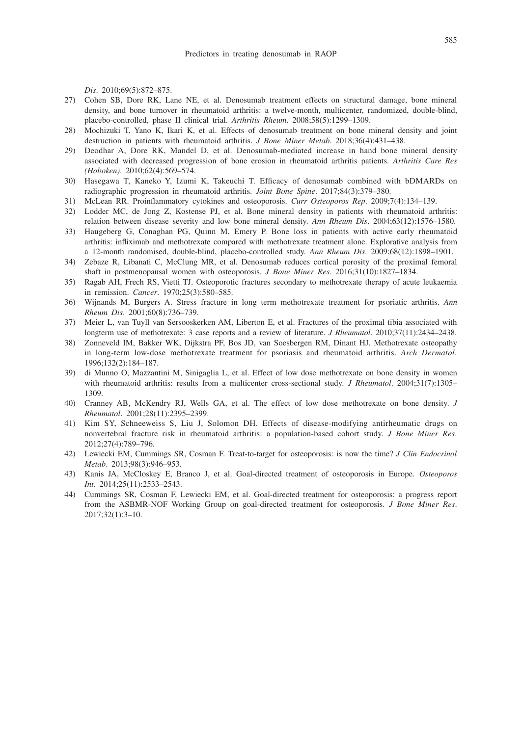*Dis*. 2010;69(5):872–875.

27) Cohen SB, Dore RK, Lane NE, et al. Denosumab treatment effects on structural damage, bone mineral density, and bone turnover in rheumatoid arthritis: a twelve-month, multicenter, randomized, double-blind, placebo-controlled, phase II clinical trial. *Arthritis Rheum*. 2008;58(5):1299–1309.
28) Mochizuki T, Yano K, Ikari K, et al. Effects of denosumab treatment on bone mineral density and joint destruction in patients with rheumatoid arthritis. *J Bone Miner Metab*. 2018;36(4):431–438.
29) Deodhar A, Dore RK, Mandel D, et al. Denosumab-mediated increase in hand bone mineral density associated with decreased progression of bone erosion in rheumatoid arthritis patients. *Arthritis Care Res (Hoboken)*. 2010;62(4):569–574.
30) Hasegawa T, Kaneko Y, Izumi K, Takeuchi T. Efficacy of denosumab combined with bDMARDs on radiographic progression in rheumatoid arthritis. *Joint Bone Spine*. 2017;84(3):379–380.
31) McLean RR. Proinflammatory cytokines and osteoporosis. *Curr Osteoporos Rep*. 2009;7(4):134–139.
32) Lodder MC, de Jong Z, Kostense PJ, et al. Bone mineral density in patients with rheumatoid arthritis: relation between disease severity and low bone mineral density. *Ann Rheum Dis*. 2004;63(12):1576–1580.
33) Haugeberg G, Conaghan PG, Quinn M, Emery P. Bone loss in patients with active early rheumatoid arthritis: infliximab and methotrexate compared with methotrexate treatment alone. Explorative analysis from a 12-month randomised, double-blind, placebo-controlled study. *Ann Rheum Dis*. 2009;68(12):1898–1901.
34) Zebaze R, Libanati C, McClung MR, et al. Denosumab reduces cortical porosity of the proximal femoral shaft in postmenopausal women with osteoporosis. *J Bone Miner Res*. 2016;31(10):1827–1834.
35) Ragab AH, Frech RS, Vietti TJ. Osteoporotic fractures secondary to methotrexate therapy of acute leukaemia in remission. *Cancer*. 1970;25(3):580–585.
36) Wijnands M, Burgers A. Stress fracture in long term methotrexate treatment for psoriatic arthritis. *Ann Rheum Dis*. 2001;60(8):736–739.
37) Meier L, van Tuyll van Sersooskerken AM, Liberton E, et al. Fractures of the proximal tibia associated with longterm use of methotrexate: 3 case reports and a review of literature. *J Rheumatol*. 2010;37(11):2434–2438.
38) Zonneveld IM, Bakker WK, Dijkstra PF, Bos JD, van Soesbergen RM, Dinant HJ. Methotrexate osteopathy in long-term low-dose methotrexate treatment for psoriasis and rheumatoid arthritis. *Arch Dermatol*. 1996;132(2):184–187.
39) di Munno O, Mazzantini M, Sinigaglia L, et al. Effect of low dose methotrexate on bone density in women with rheumatoid arthritis: results from a multicenter cross-sectional study. *J Rheumatol*. 2004;31(7):1305–1309.
40) Cranney AB, McKendry RJ, Wells GA, et al. The effect of low dose methotrexate on bone density. *J Rheumatol*. 2001;28(11):2395–2399.
41) Kim SY, Schneeweiss S, Liu J, Solomon DH. Effects of disease-modifying antirheumatic drugs on nonvertebral fracture risk in rheumatoid arthritis: a population-based cohort study. *J Bone Miner Res*. 2012;27(4):789–796.
42) Lewiecki EM, Cummings SR, Cosman F. Treat-to-target for osteoporosis: is now the time? *J Clin Endocrinol Metab*. 2013;98(3):946–953.
43) Kanis JA, McCloskey E, Branco J, et al. Goal-directed treatment of osteoporosis in Europe. *Osteoporos Int*. 2014;25(11):2533–2543.
44) Cummings SR, Cosman F, Lewiecki EM, et al. Goal-directed treatment for osteoporosis: a progress report from the ASBMR-NOF Working Group on goal-directed treatment for osteoporosis. *J Bone Miner Res*. 2017;32(1):3–10.